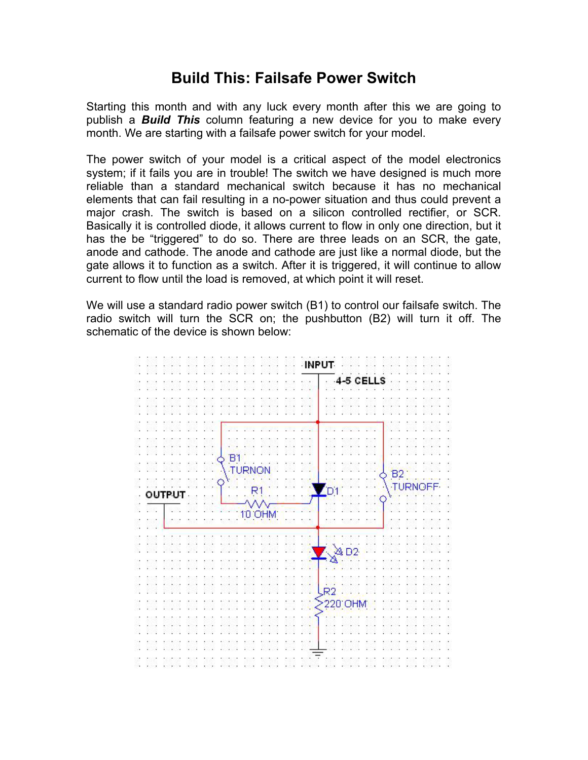# Build This: Failsafe Power Switch

Starting this month and with any luck every month after this we are going to publish a ***Build This*** column featuring a new device for you to make every month. We are starting with a failsafe power switch for your model.

The power switch of your model is a critical aspect of the model electronics system; if it fails you are in trouble! The switch we have designed is much more reliable than a standard mechanical switch because it has no mechanical elements that can fail resulting in a no-power situation and thus could prevent a major crash. The switch is based on a silicon controlled rectifier, or SCR. Basically it is controlled diode, it allows current to flow in only one direction, but it has the be "triggered" to do so. There are three leads on an SCR, the gate, anode and cathode. The anode and cathode are just like a normal diode, but the gate allows it to function as a switch. After it is triggered, it will continue to allow current to flow until the load is removed, at which point it will reset.

We will use a standard radio power switch (B1) to control our failsafe switch. The radio switch will turn the SCR on; the pushbutton (B2) will turn it off. The schematic of the device is shown below:

INPUT 4-5 CELLS

B1 TURNON

R1 10 OHM

D1

B2 TURNOFF

OUTPUT

D2

R2 220 OHM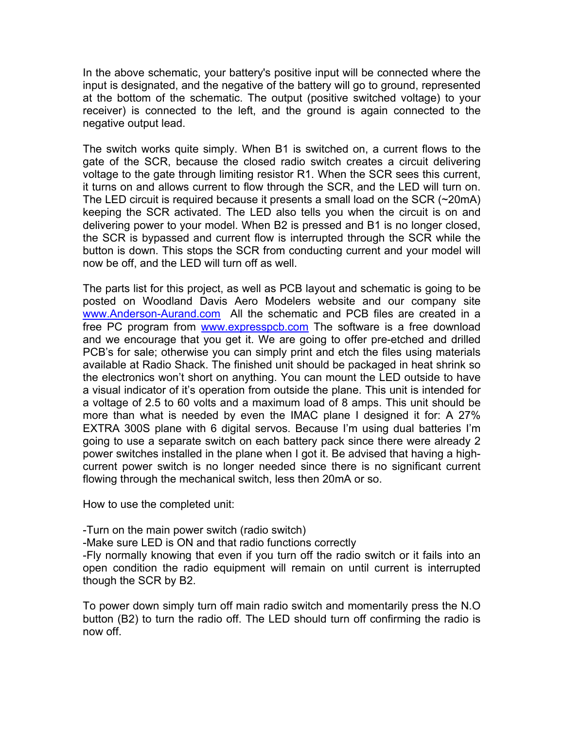In the above schematic, your battery's positive input will be connected where the input is designated, and the negative of the battery will go to ground, represented at the bottom of the schematic. The output (positive switched voltage) to your receiver) is connected to the left, and the ground is again connected to the negative output lead.

The switch works quite simply. When B1 is switched on, a current flows to the gate of the SCR, because the closed radio switch creates a circuit delivering voltage to the gate through limiting resistor R1. When the SCR sees this current, it turns on and allows current to flow through the SCR, and the LED will turn on. The LED circuit is required because it presents a small load on the SCR (~20mA) keeping the SCR activated. The LED also tells you when the circuit is on and delivering power to your model. When B2 is pressed and B1 is no longer closed, the SCR is bypassed and current flow is interrupted through the SCR while the button is down. This stops the SCR from conducting current and your model will now be off, and the LED will turn off as well.

The parts list for this project, as well as PCB layout and schematic is going to be posted on Woodland Davis Aero Modelers website and our company site www.Anderson-Aurand.com All the schematic and PCB files are created in a free PC program from www.expresspcb.com The software is a free download and we encourage that you get it. We are going to offer pre-etched and drilled PCB's for sale; otherwise you can simply print and etch the files using materials available at Radio Shack. The finished unit should be packaged in heat shrink so the electronics won't short on anything. You can mount the LED outside to have a visual indicator of it's operation from outside the plane. This unit is intended for a voltage of 2.5 to 60 volts and a maximum load of 8 amps. This unit should be more than what is needed by even the IMAC plane I designed it for: A 27% EXTRA 300S plane with 6 digital servos. Because I'm using dual batteries I'm going to use a separate switch on each battery pack since there were already 2 power switches installed in the plane when I got it. Be advised that having a high-current power switch is no longer needed since there is no significant current flowing through the mechanical switch, less then 20mA or so.

How to use the completed unit:

-Turn on the main power switch (radio switch)
-Make sure LED is ON and that radio functions correctly
-Fly normally knowing that even if you turn off the radio switch or it fails into an open condition the radio equipment will remain on until current is interrupted though the SCR by B2.

To power down simply turn off main radio switch and momentarily press the N.O button (B2) to turn the radio off. The LED should turn off confirming the radio is now off.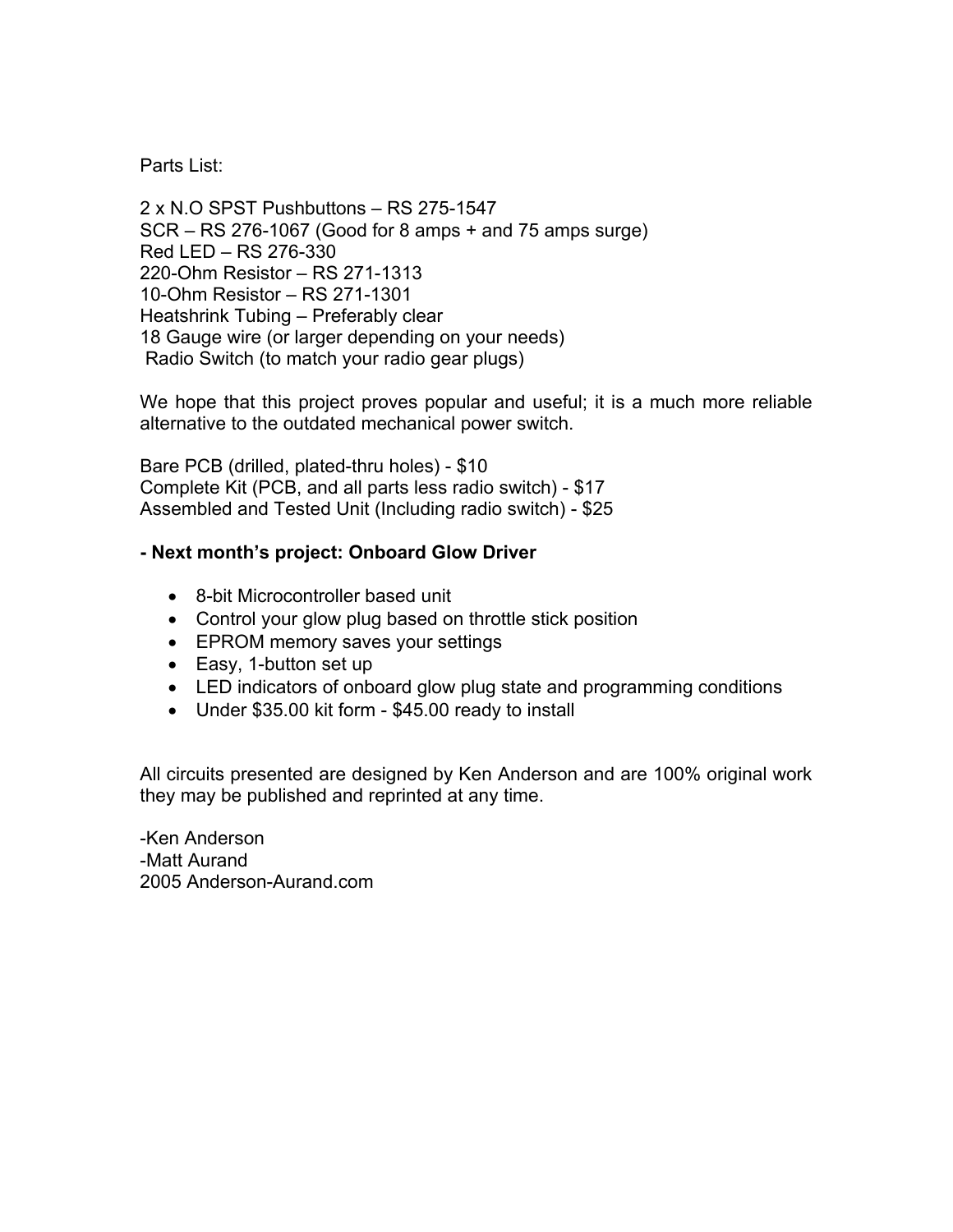Parts List:

2 x N.O SPST Pushbuttons – RS 275-1547
SCR – RS 276-1067 (Good for 8 amps + and 75 amps surge)
Red LED – RS 276-330
220-Ohm Resistor – RS 271-1313
10-Ohm Resistor – RS 271-1301
Heatshrink Tubing – Preferably clear
18 Gauge wire (or larger depending on your needs)
Radio Switch (to match your radio gear plugs)

We hope that this project proves popular and useful; it is a much more reliable alternative to the outdated mechanical power switch.

Bare PCB (drilled, plated-thru holes) - $10
Complete Kit (PCB, and all parts less radio switch) - $17
Assembled and Tested Unit (Including radio switch) - $25

**- Next month's project: Onboard Glow Driver**

- 8-bit Microcontroller based unit
- Control your glow plug based on throttle stick position
- EPROM memory saves your settings
- Easy, 1-button set up
- LED indicators of onboard glow plug state and programming conditions
- Under $35.00 kit form - $45.00 ready to install

All circuits presented are designed by Ken Anderson and are 100% original work they may be published and reprinted at any time.

-Ken Anderson
-Matt Aurand
2005 Anderson-Aurand.com